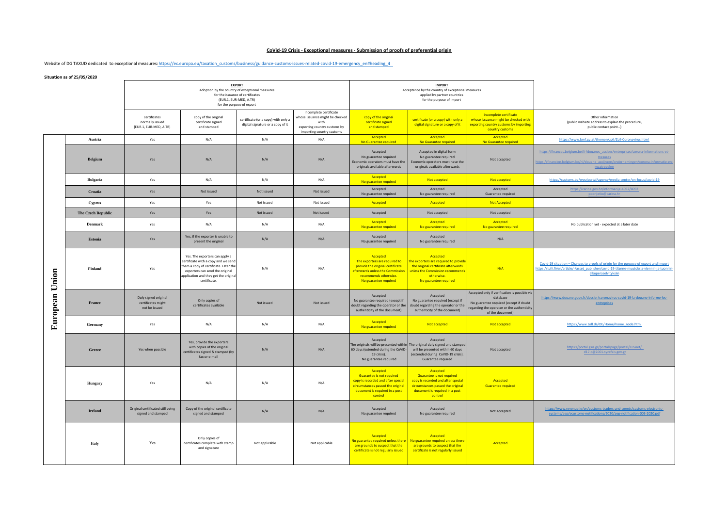## CoVid-19 Crisis - Exceptional measures - Submission of proofs of preferential origin

Website of DG TAXUD dedicated to exceptional measures: https://ec.europa.eu/taxation_customs/business/guidance-customs-issues-related-covid-19-emergency_en#heading_4

**Situation as of 25/05/2020**

| | | EXPORT<br>Adoption by the country of exceptional measures for the issuance of certificates (EUR.1, EUR-MED, A.TR) for the purpose of export | | | | IMPORT<br>Acceptance by the country of exceptional measures applied by partner countries for the purpose of import | | | |
|---|---|---|---|---|---|---|---|---|---|
| | | certificates normally issued (EUR.1, EUR-MED, A.TR) | copy of the original certificate signed and stamped | certificate (or a copy) with only a digital signature or a copy of it | incomplete certificate whose issuance might be checked with exporting country customs by importing country customs | copy of the original certificate signed and stamped | certificate (or a copy) with only a digital signature or a copy of it | incomplete certificate whose issuance might be checked with exporting country customs by importing country customs | Other information (public website address to explain the procedure, public contact point...) |
| European Union | Austria | Yes | N/A | N/A | N/A | Accepted<br>No Guarantee required | Accepted<br>No Guarantee required | Accepted<br>No Guarantee required | https://www.bmf.gv.at/themen/zoll/Zoll-Coronavirus.html |
| | Belgium | Yes | N/A | N/A | N/A | Accepted<br>No guarantee required<br>Economic operators must have the originals available afterwards | Accepted in digital form<br>No guarantee required<br>Economic operators must have the originals available afterwards | Not accepted | https://finances.belgium.be/fr/douanes_accises/entreprises/corona-informations-et-mesures<br>https://financien.belgium.be/nl/douane_accijnzen/ondernemingen/corona-informatie-en-maatregelen |
| | Bulgaria | Yes | N/A | N/A | N/A | Accepted<br>No guarantee required | Not accepted | Not accepted | https://customs.bg/wps/portal/agency/media-center/on-focus/covid-19 |
| | Croatia | Yes | Not issued | Not issued | Not issued | Accepted<br>No guarantee required | Accepted<br>No guarantee required | Accepted<br>Guarantee required | https://carina.gov.hr/informacije-4092/4092<br>podrijetlo@carina.hr |
| | Cyprus | Yes | Yes | Not issued | Not issued | Accepted | Accepted | Not Accepted | |
| | The Czech Republic | Yes | Yes | Not issued | Not issued | Accepted | Not accepted | Not accepted | |
| | Denmark | Yes | N/A | N/A | N/A | Accepted<br>No guarantee required | Accepted<br>No guarantee required | Accepted<br>No guarantee required | No publication yet - expected at a later date |
| | Estonia | Yes | Yes, if the exporter is unable to present the original | N/A | N/A | Accepted<br>No guarantee required | Accepted<br>No guarantee required | N/A | |
| | Finland | Yes | Yes. The exporters can apply a certificate with a copy and we send them a copy of certificate. Later the exporters can send the original application and they get the original certificate. | N/A | N/A | Accepted<br>The exporters are required to provide the original certificate afterwards unless the Commission recommends otherwise.<br>No guarantee required | Accepted<br>The exporters are required to provide the original certificate afterwards unless the Commission recommends otherwise.<br>No guarantee required | N/A | Covid-19 situation – Changes to proofs of origin for the purpose of export and import<br>https://tulli.fi/en/article/-/asset_publisher/covid-19-tilanne-muutoksia-viennin-ja-tuonnin-alkuperaselvityksiin |
| | France | Duly signed original certificates might not be issued | Only copies of certificates available | Not issued | Not issued | Accepted<br>No guarantee required (except if doubt regarding the operator or the authenticity of the document) | Accepted<br>No guarantee required (except if doubt regarding the operator or the authenticity of the document) | Accepted only if verification is possible via database<br>No guarantee required (except if doubt regarding the operator or the authenticity of the document) | https://www.douane.gouv.fr/dossier/coronavirus-covid-19-la-douane-informe-les-entreprises |
| | Germany | Yes | N/A | N/A | N/A | Accepted<br>No guarantee required | Not accepted | Not accepted | https://www.zoll.de/DE/Home/home_node.html |
| | Greece | Yes when possible | Yes, provide the exporters with copies of the original certificates signed & stamped (by fax or e-mail | N/A | N/A | Accepted<br>The originals will be presented within 60 days (extended during the CoVID-19 crisis).<br>No guarantee required | Accepted<br>The original duly signed and stamped will be presented within 60 days (extended during CoVID-19 crisis).<br>Guarantee required | Not accepted | https://portal.gsis.gr/portal/page/portal/ICISnet/<br>d17-c@2001.syzefxis.gov.gr |
| | Hungary | Yes | N/A | N/A | N/A | Accepted<br>Guarantee is not required<br>copy is recorded and after special circumstances passed the original ducument is required in a post control | Accepted<br>Guarantee is not required<br>copy is recorded and after special circumstances passed the original ducument is required in a post control | Accepted<br>Guarantee required | |
| | Ireland | Original certificated still being signed and stamped | Copy of the original certificate signed and stamped | N/A | N/A | Accepted<br>No guarantee required | Accepted<br>No guarantee required | Not Accepted | https://www.revenue.ie/en/customs-traders-and-agents/customs-electronic-systems/aep/ecustoms-notifications/2020/aep-notification-005-2020.pdf |
| | Italy | Yes | Only copies of certificates complete with stamp and signature | Not applicable | Not applicable | Accepted<br>No guarantee required unless there are grounds to suspect that the certificate is not regularly issued | Accepted<br>No guarantee required unless there are grounds to suspect that the certificate is not regularly issued | Accepted | |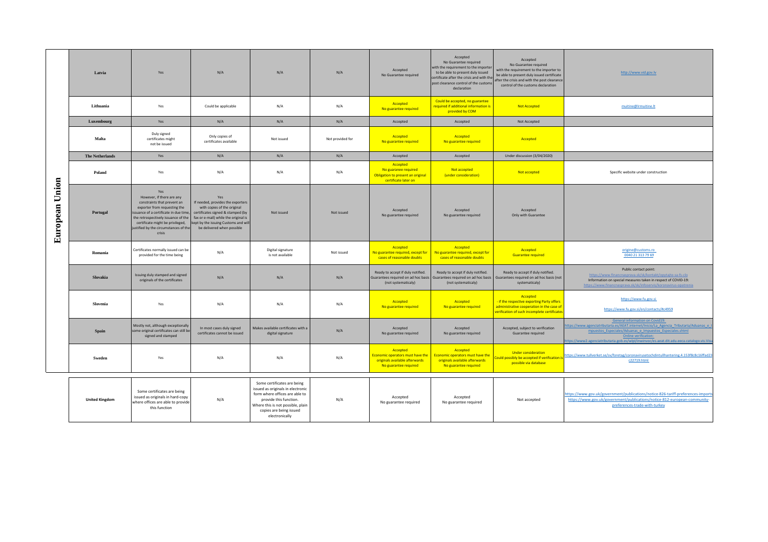| | | | | | | | | | |
|---|---|---|---|---|---|---|---|---|---|
| European Union | Latvia | Yes | N/A | N/A | N/A | Accepted No Guarantee required | Accepted No Guarantee required with the requirement to the importer to be able to present duly issued certificate after the crisis and with the post clearance control of the customs declaration | Accepted No Guarantee required with the requirement to the importer to be able to present duly issued certificate after the crisis and with the post clearance control of the customs declaration | http://www.vid.gov.lv |
| | Lithuania | Yes | Could be applicable | N/A | N/A | Accepted No guarantee required | Could be accepted, no guarantee required if additional information is provided by COM | Not Accepted | muitine@lrmuitine.lt |
| | Luxembourg | Yes | N/A | N/A | N/A | Accepted | Accepted | Not Accepted | |
| | Malta | Duly signed certificates might not be issued | Only copies of certificates available | Not issued | Not provided for | Accepted No guarantee required | Accepted No guarantee required | Accepted | |
| | The Netherlands | Yes | N/A | N/A | N/A | Accepted | Accepted | Under discussion (3/04/2020) | |
| | Poland | Yes | N/A | N/A | N/A | Accepted No guaranee required Obligation to present an original certificate later on | Not accepted (under consideration) | Not accepted | Specific website under construction |
| | Portugal | Yes However, if there are any constraints that prevent an exporter from requesting the issuance of a certificate in due time, the retrospectively issuance of the certificate might be privileged, justified by the circumstances of the crisis | Yes If needed, provides the exporters with copies of the original certificates signed & stamped (by fax or e-mail) while the original is kept by the issuing Customs and will be delivered when possible | Not issued | Not issued | Accepted No guarantee required | Accepted No guarantee required | Accepted Only with Guarantee | |
| | Romania | Certificates normally issued can be provided for the time being | N/A | Digital signature is not available | Not issued | Accepted No guarantee required, except for cases of reasonable doubts | Accepted No guarantee required, except for cases of reasonable doubts | Accepted Guarantee required | origine@customs.ro 0040 21 313 79 69 |
| | Slovakia | Issuing duly stamped and signed originals of the certificates | N/A | N/A | N/A | Ready to accept if duly notified. Guarantees required on ad hoc basis (not systematicaly) | Ready to accept if duly notified. Guarantees required on ad hoc basis (not systematicaly) | Ready to accept if duly notified. Guarantees required on ad hoc basis (not systematicaly) | Public contact point: https://www.financnasprava.sk/sk/kontakt/opytajte-sa-fs-clo Information on special measures taken in respect of COVID-19: https://www.financnasprava.sk/sk/infoservis/koronavirus-opatrenia |
| | Slovenia | Yes | N/A | N/A | N/A | Accepted No guarantee required | Accepted No guarantee required | Accepted - if the respective exporting Party offers administrative cooperation in the case of verification of such incomplete certificates | https://www.fu.gov.si https://www.fu.gov.si/en/contacts/#c4959 |
| | Spain | Mostly not, although exceptionally some original certificates can still be signed and stamped | In most cases duly signed certificates cannot be issued | Makes available certificates with a digital signature | N/A | Accepted No guarantee required | Accepted No guarantee required | Accepted, subject to verification Guarantee required | General information on Covid19: https://www.agenciatributaria.es/AEAT.internet/Inicio/La_Agencia_Tributaria/Aduanas_e_Impuestos_Especiales/Aduanas_e_Impuestos_Especiales.shtml Online verification: https://www2.agenciatributaria.gob.es/wlpl/inwinvoc/es.aeat.dit.adu.eeca.catalogo.vis.Visu |
| | Sweden | Yes | N/A | N/A | N/A | Accepted Economic operators must have the originals available afterwards No guarantee required | Accepted Economic operators must have the originals available afterwards No guarantee required | Under consideration Could possibly be accepted if verification is possible via database | https://www.tullverket.se/sv/foretag/coronavirusetochdintullhantering.4.153f8c8c16ffad23c22719.html |
| | United Kingdom | Some certificates are being issued as originals in hard-copy where offices are able to provide this function | N/A | Some certificates are being issued as originals in electronic form where offices are able to provide this function. Where this is not possible, plain copies are being issued electronically | N/A | Accepted No guarantee required | Accepted No guarantee required | Not accepted | https://www.gov.uk/government/publications/notice-826-tariff-preferences-imports https://www.gov.uk/government/publications/notice-812-european-community-preferences-trade-with-turkey |